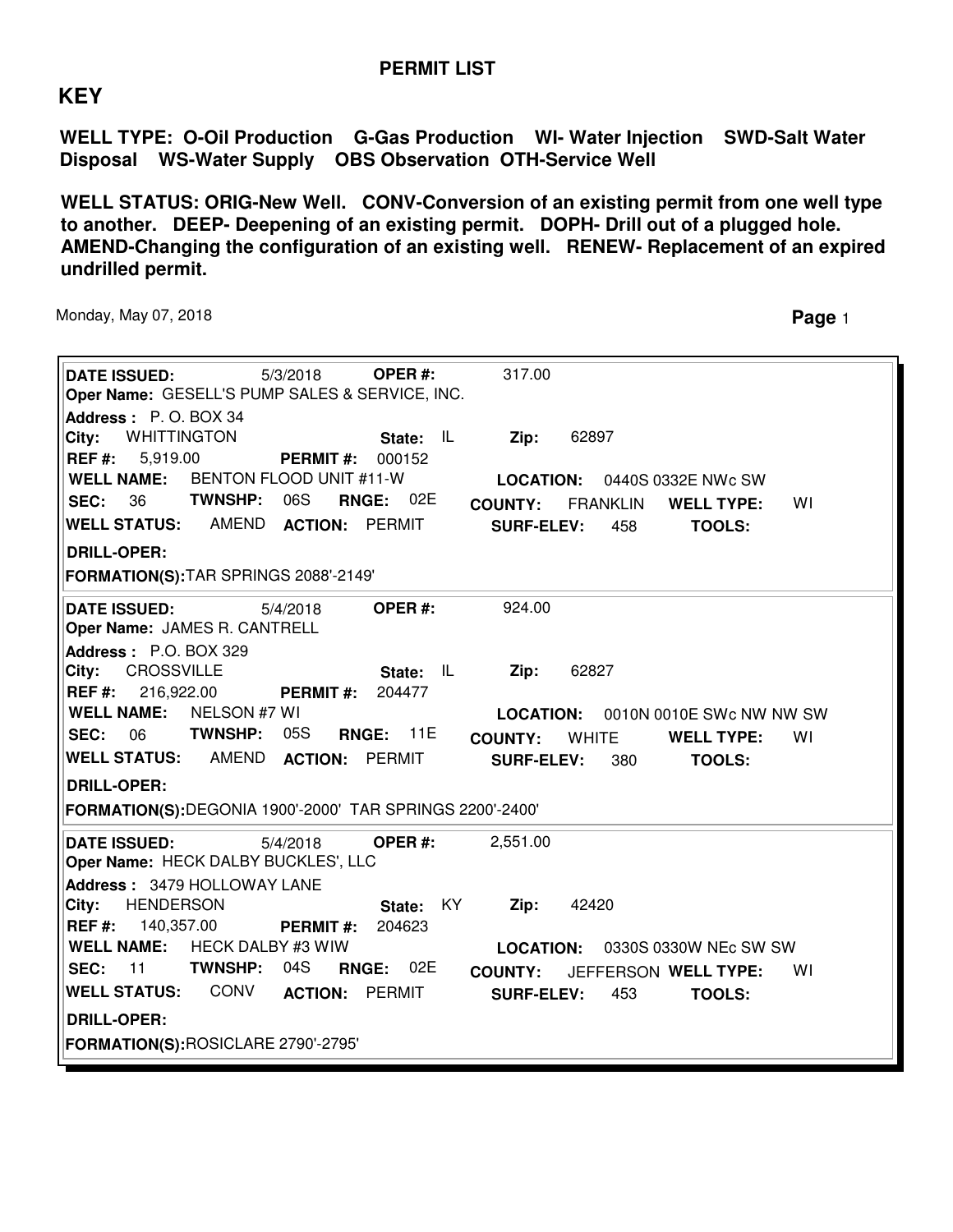# PERMIT LIST

## KEY

**WELL TYPE: O-Oil Production G-Gas Production WI- Water Injection SWD-Salt Water Disposal WS-Water Supply OBS Observation OTH-Service Well**

**WELL STATUS: ORIG-New Well. CONV-Conversion of an existing permit from one well type to another. DEEP- Deepening of an existing permit. DOPH- Drill out of a plugged hole. AMEND-Changing the configuration of an existing well. RENEW- Replacement of an expired undrilled permit.**

Monday, May 07, 2018

---

**DATE ISSUED:** 5/3/2018 **OPER #:** 317.00
**Oper Name:** GESELL'S PUMP SALES & SERVICE, INC.
**Address :** P. O. BOX 34
**City:** WHITTINGTON **State:** IL **Zip:** 62897
**REF #:** 5,919.00 **PERMIT #:** 000152
**WELL NAME:** BENTON FLOOD UNIT #11-W **LOCATION:** 0440S 0332E NWc SW
**SEC:** 36 **TWNSHP:** 06S **RNGE:** 02E **COUNTY:** FRANKLIN **WELL TYPE:** WI
**WELL STATUS:** AMEND **ACTION:** PERMIT **SURF-ELEV:** 458 **TOOLS:**
**DRILL-OPER:**
**FORMATION(S):** TAR SPRINGS 2088'-2149'

---

**DATE ISSUED:** 5/4/2018 **OPER #:** 924.00
**Oper Name:** JAMES R. CANTRELL
**Address :** P.O. BOX 329
**City:** CROSSVILLE **State:** IL **Zip:** 62827
**REF #:** 216,922.00 **PERMIT #:** 204477
**WELL NAME:** NELSON #7 WI **LOCATION:** 0010N 0010E SWc NW NW SW
**SEC:** 06 **TWNSHP:** 05S **RNGE:** 11E **COUNTY:** WHITE **WELL TYPE:** WI
**WELL STATUS:** AMEND **ACTION:** PERMIT **SURF-ELEV:** 380 **TOOLS:**
**DRILL-OPER:**
**FORMATION(S):** DEGONIA 1900'-2000' TAR SPRINGS 2200'-2400'

---

**DATE ISSUED:** 5/4/2018 **OPER #:** 2,551.00
**Oper Name:** HECK DALBY BUCKLES', LLC
**Address :** 3479 HOLLOWAY LANE
**City:** HENDERSON **State:** KY **Zip:** 42420
**REF #:** 140,357.00 **PERMIT #:** 204623
**WELL NAME:** HECK DALBY #3 WIW **LOCATION:** 0330S 0330W NEc SW SW
**SEC:** 11 **TWNSHP:** 04S **RNGE:** 02E **COUNTY:** JEFFERSON **WELL TYPE:** WI
**WELL STATUS:** CONV **ACTION:** PERMIT **SURF-ELEV:** 453 **TOOLS:**
**DRILL-OPER:**
**FORMATION(S):** ROSICLARE 2790'-2795'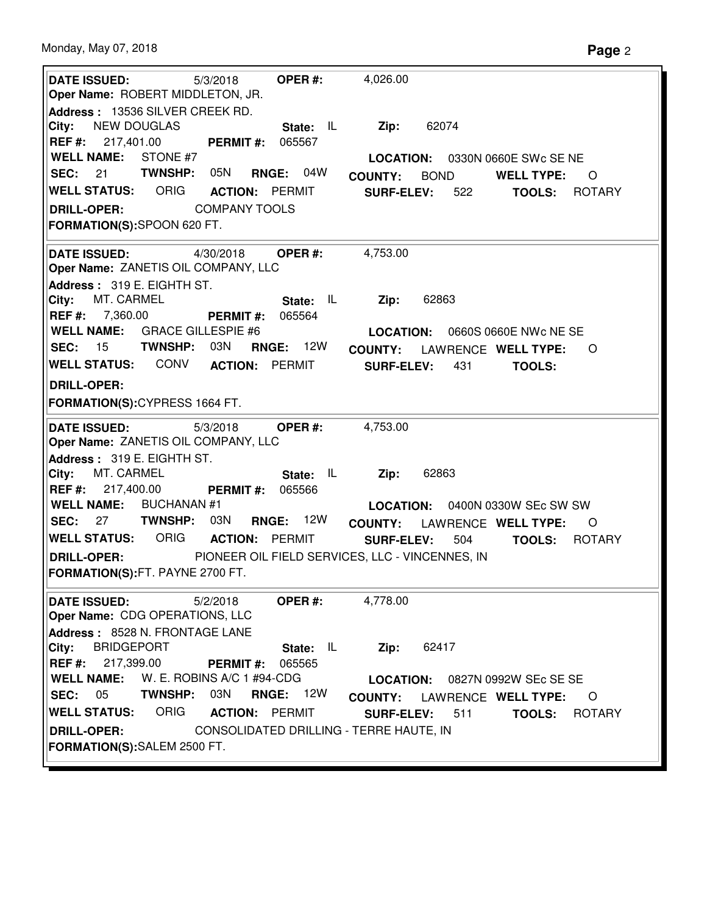**DATE ISSUED:** 5/3/2018 **OPER #:** 4,026.00
**Oper Name:** ROBERT MIDDLETON, JR.
**Address :** 13536 SILVER CREEK RD.
**City:** NEW DOUGLAS **State:** IL **Zip:** 62074
**REF #:** 217,401.00 **PERMIT #:** 065567
**WELL NAME:** STONE #7 **LOCATION:** 0330N 0660E SWc SE NE
**SEC:** 21 **TWNSHP:** 05N **RNGE:** 04W **COUNTY:** BOND **WELL TYPE:** O
**WELL STATUS:** ORIG **ACTION:** PERMIT **SURF-ELEV:** 522 **TOOLS:** ROTARY
**DRILL-OPER:** COMPANY TOOLS
**FORMATION(S):** SPOON 620 FT.

---

**DATE ISSUED:** 4/30/2018 **OPER #:** 4,753.00
**Oper Name:** ZANETIS OIL COMPANY, LLC
**Address :** 319 E. EIGHTH ST.
**City:** MT. CARMEL **State:** IL **Zip:** 62863
**REF #:** 7,360.00 **PERMIT #:** 065564
**WELL NAME:** GRACE GILLESPIE #6 **LOCATION:** 0660S 0660E NWc NE SE
**SEC:** 15 **TWNSHP:** 03N **RNGE:** 12W **COUNTY:** LAWRENCE **WELL TYPE:** O
**WELL STATUS:** CONV **ACTION:** PERMIT **SURF-ELEV:** 431 **TOOLS:**
**DRILL-OPER:**
**FORMATION(S):** CYPRESS 1664 FT.

---

**DATE ISSUED:** 5/3/2018 **OPER #:** 4,753.00
**Oper Name:** ZANETIS OIL COMPANY, LLC
**Address :** 319 E. EIGHTH ST.
**City:** MT. CARMEL **State:** IL **Zip:** 62863
**REF #:** 217,400.00 **PERMIT #:** 065566
**WELL NAME:** BUCHANAN #1 **LOCATION:** 0400N 0330W SEc SW SW
**SEC:** 27 **TWNSHP:** 03N **RNGE:** 12W **COUNTY:** LAWRENCE **WELL TYPE:** O
**WELL STATUS:** ORIG **ACTION:** PERMIT **SURF-ELEV:** 504 **TOOLS:** ROTARY
**DRILL-OPER:** PIONEER OIL FIELD SERVICES, LLC - VINCENNES, IN
**FORMATION(S):** FT. PAYNE 2700 FT.

---

**DATE ISSUED:** 5/2/2018 **OPER #:** 4,778.00
**Oper Name:** CDG OPERATIONS, LLC
**Address :** 8528 N. FRONTAGE LANE
**City:** BRIDGEPORT **State:** IL **Zip:** 62417
**REF #:** 217,399.00 **PERMIT #:** 065565
**WELL NAME:** W. E. ROBINS A/C 1 #94-CDG **LOCATION:** 0827N 0992W SEc SE SE
**SEC:** 05 **TWNSHP:** 03N **RNGE:** 12W **COUNTY:** LAWRENCE **WELL TYPE:** O
**WELL STATUS:** ORIG **ACTION:** PERMIT **SURF-ELEV:** 511 **TOOLS:** ROTARY
**DRILL-OPER:** CONSOLIDATED DRILLING - TERRE HAUTE, IN
**FORMATION(S):** SALEM 2500 FT.